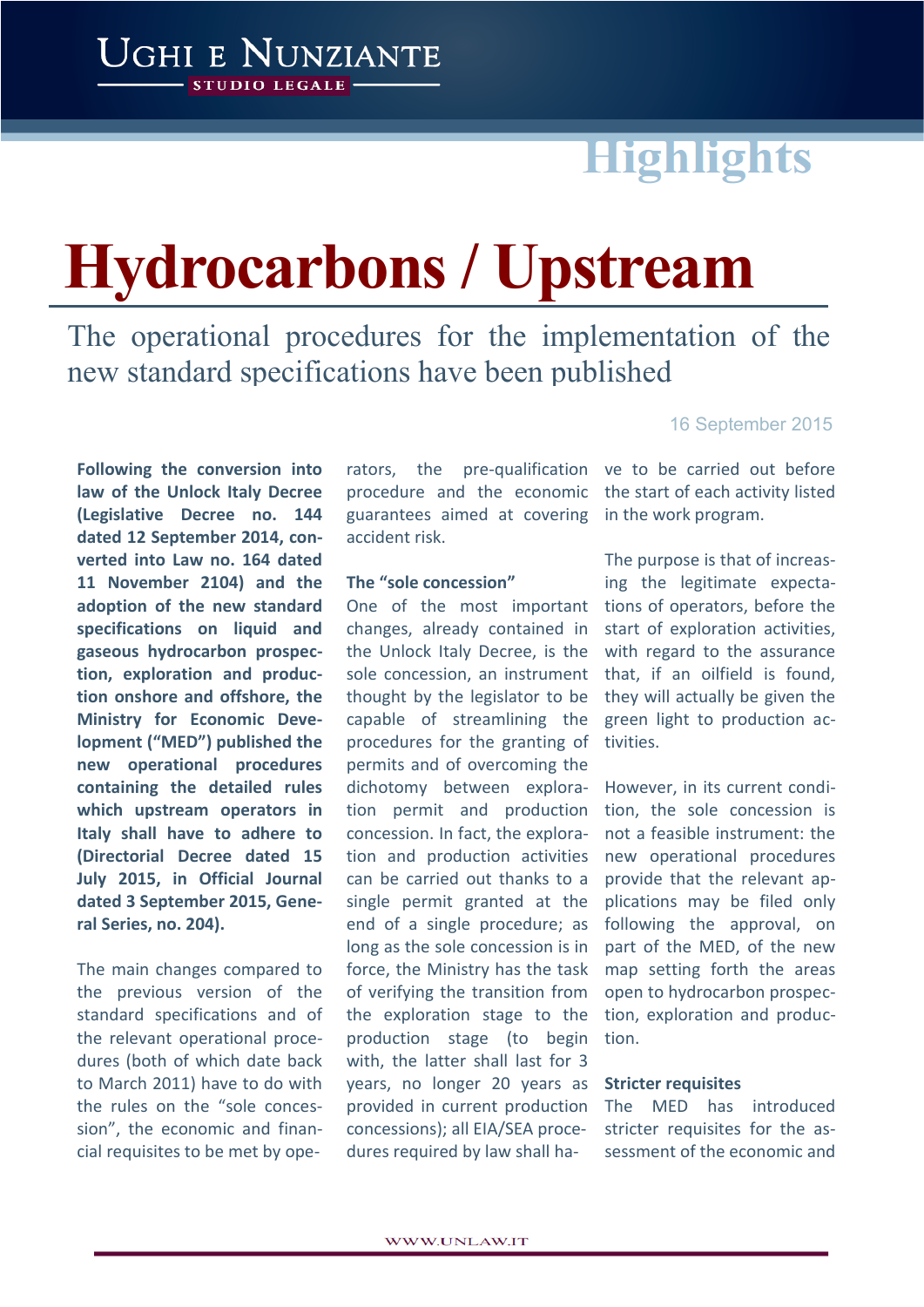# Hydrocarbons / Upstream

## The operational procedures for the implementation of the new standard specifications have been published

16 September 2015

**Following the conversion into law of the Unlock Italy Decree (Legislative Decree no. 144 dated 12 September 2014, converted into Law no. 164 dated 11 November 2104) and the adoption of the new standard specifications on liquid and gaseous hydrocarbon prospection, exploration and production onshore and offshore, the Ministry for Economic Development ("MED") published the new operational procedures containing the detailed rules which upstream operators in Italy shall have to adhere to (Directorial Decree dated 15 July 2015, in Official Journal dated 3 September 2015, General Series, no. 204).**

The main changes compared to the previous version of the standard specifications and of the relevant operational procedures (both of which date back to March 2011) have to do with the rules on the "sole concession", the economic and financial requisites to be met by operators, the pre-qualification procedure and the economic guarantees aimed at covering accident risk.

### The "sole concession"

One of the most important changes, already contained in the Unlock Italy Decree, is the sole concession, an instrument thought by the legislator to be capable of streamlining the procedures for the granting of permits and of overcoming the dichotomy between exploration permit and production concession. In fact, the exploration and production activities can be carried out thanks to a single permit granted at the end of a single procedure; as long as the sole concession is in force, the Ministry has the task of verifying the transition from the exploration stage to the production stage (to begin with, the latter shall last for 3 years, no longer 20 years as provided in current production concessions); all EIA/SEA procedures required by law shall have to be carried out before the start of each activity listed in the work program.

The purpose is that of increasing the legitimate expectations of operators, before the start of exploration activities, with regard to the assurance that, if an oilfield is found, they will actually be given the green light to production activities.

However, in its current condition, the sole concession is not a feasible instrument: the new operational procedures provide that the relevant applications may be filed only following the approval, on part of the MED, of the new map setting forth the areas open to hydrocarbon prospection, exploration and production.

### Stricter requisites

The MED has introduced stricter requisites for the assessment of the economic and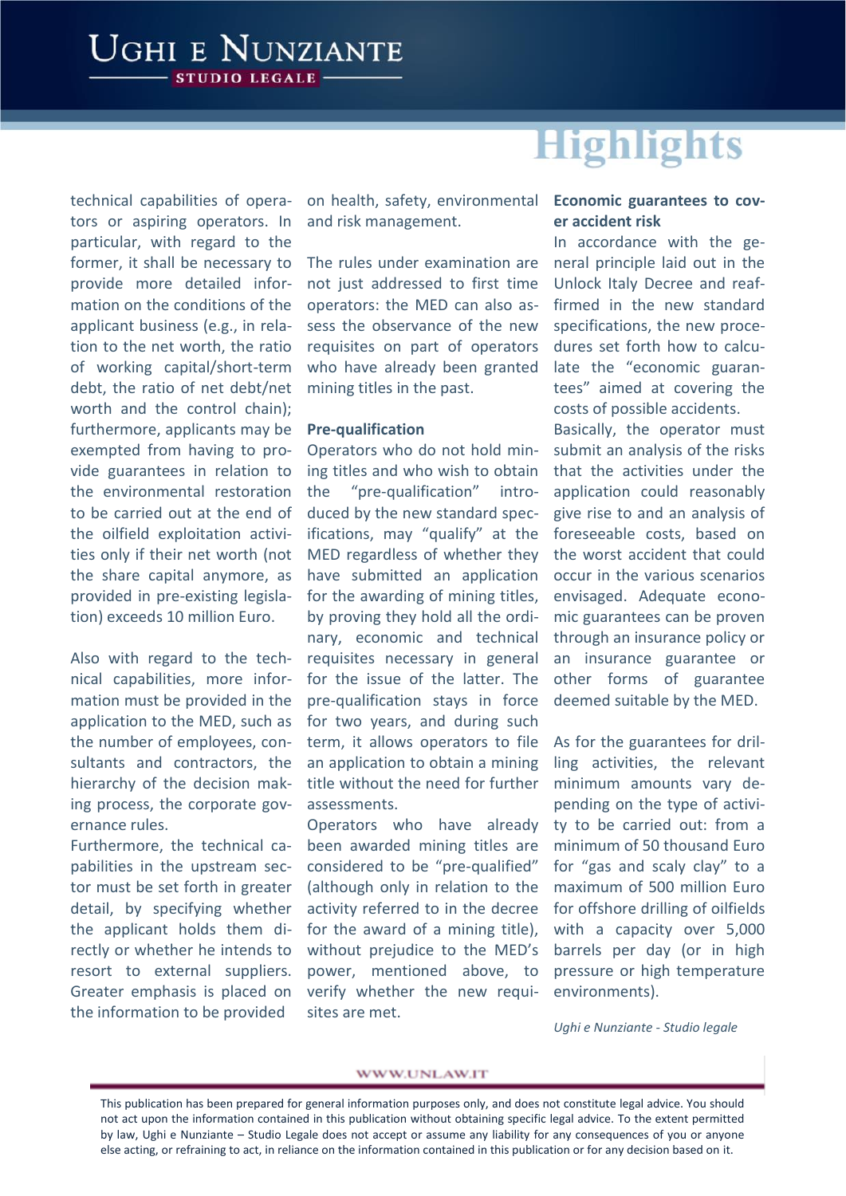technical capabilities of operators or aspiring operators. In particular, with regard to the former, it shall be necessary to provide more detailed information on the conditions of the applicant business (e.g., in relation to the net worth, the ratio of working capital/short-term debt, the ratio of net debt/net worth and the control chain); furthermore, applicants may be exempted from having to provide guarantees in relation to the environmental restoration to be carried out at the end of the oilfield exploitation activities only if their net worth (not the share capital anymore, as provided in pre-existing legislation) exceeds 10 million Euro.

Also with regard to the technical capabilities, more information must be provided in the application to the MED, such as the number of employees, consultants and contractors, the hierarchy of the decision making process, the corporate governance rules.

Furthermore, the technical capabilities in the upstream sector must be set forth in greater detail, by specifying whether the applicant holds them directly or whether he intends to resort to external suppliers. Greater emphasis is placed on the information to be provided on health, safety, environmental and risk management.

The rules under examination are not just addressed to first time operators: the MED can also assess the observance of the new requisites on part of operators who have already been granted mining titles in the past.

### Pre-qualification

Operators who do not hold mining titles and who wish to obtain the "pre-qualification" introduced by the new standard specifications, may "qualify" at the MED regardless of whether they have submitted an application for the awarding of mining titles, by proving they hold all the ordinary, economic and technical requisites necessary in general for the issue of the latter. The pre-qualification stays in force for two years, and during such term, it allows operators to file an application to obtain a mining title without the need for further assessments.

Operators who have already been awarded mining titles are considered to be "pre-qualified" (although only in relation to the activity referred to in the decree for the award of a mining title), without prejudice to the MED's power, mentioned above, to verify whether the new requisites are met.

### Economic guarantees to cover accident risk

In accordance with the general principle laid out in the Unlock Italy Decree and reaffirmed in the new standard specifications, the new procedures set forth how to calculate the "economic guarantees" aimed at covering the costs of possible accidents.

Basically, the operator must submit an analysis of the risks that the activities under the application could reasonably give rise to and an analysis of foreseeable costs, based on the worst accident that could occur in the various scenarios envisaged. Adequate economic guarantees can be proven through an insurance policy or an insurance guarantee or other forms of guarantee deemed suitable by the MED.

As for the guarantees for drilling activities, the relevant minimum amounts vary depending on the type of activity to be carried out: from a minimum of 50 thousand Euro for "gas and scaly clay" to a maximum of 500 million Euro for offshore drilling of oilfields with a capacity over 5,000 barrels per day (or in high pressure or high temperature environments).

*Ughi e Nunziante - Studio legale*

This publication has been prepared for general information purposes only, and does not constitute legal advice. You should not act upon the information contained in this publication without obtaining specific legal advice. To the extent permitted by law, Ughi e Nunziante – Studio Legale does not accept or assume any liability for any consequences of you or anyone else acting, or refraining to act, in reliance on the information contained in this publication or for any decision based on it.